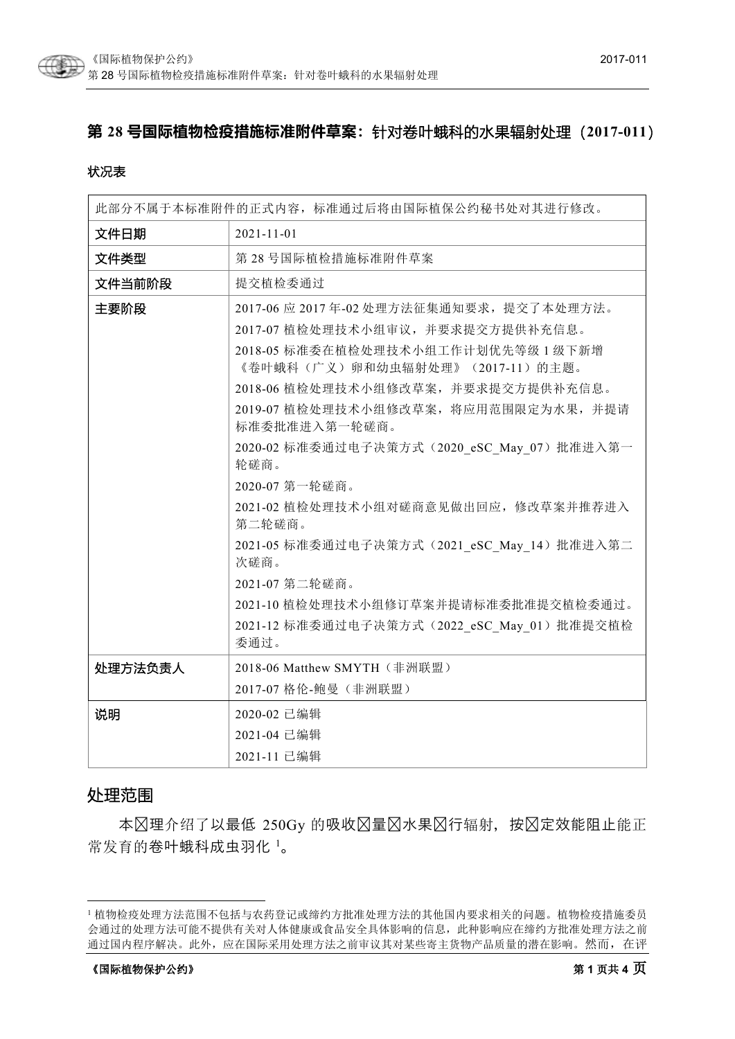# 第 28 号国际植物检疫措施标准附件草案：针对卷叶蛾科的水果辐射处理（2017-011）

**状况表**

| 此部分不属于本标准附件的正式内容，标准通过后将由国际植保公约秘书处对其进行修改。 | |
|---|---|
| **文件日期** | 2021-11-01 |
| **文件类型** | 第 28 号国际植检措施标准附件草案 |
| **文件当前阶段** | 提交植检委通过 |
| **主要阶段** | 2017-06 应 2017 年-02 处理方法征集通知要求，提交了本处理方法。<br>2017-07 植检处理技术小组审议，并要求提交方提供补充信息。<br>2018-05 标准委在植检处理技术小组工作计划优先等级 1 级下新增《卷叶蛾科（广义）卵和幼虫辐射处理》（2017-11）的主题。<br>2018-06 植检处理技术小组修改草案，并要求提交方提供补充信息。<br>2019-07 植检处理技术小组修改草案，将应用范围限定为水果，并提请标准委批准进入第一轮磋商。<br>2020-02 标准委通过电子决策方式（2020_eSC_May_07）批准进入第一轮磋商。<br>2020-07 第一轮磋商。<br>2021-02 植检处理技术小组对磋商意见做出回应，修改草案并推荐进入第二轮磋商。<br>2021-05 标准委通过电子决策方式（2021_eSC_May_14）批准进入第二次磋商。<br>2021-07 第二轮磋商。<br>2021-10 植检处理技术小组修订草案并提请标准委批准提交植检委通过。<br>2021-12 标准委通过电子决策方式（2022_eSC_May_01）批准提交植检委通过。 |
| **处理方法负责人** | 2018-06 Matthew SMYTH（非洲联盟）<br>2017-07 格伦-鲍曼（非洲联盟） |
| **说明** | 2020-02 已编辑<br>2021-04 已编辑<br>2021-11 已编辑 |

## 处理范围

本处理介绍了以最低 250Gy 的吸收剂量对水果进行辐射，按规定效能阻止能正常发育的卷叶蛾科成虫羽化[1]。

[1] 植物检疫处理方法范围不包括与农药登记或缔约方批准处理方法的其他国内要求相关的问题。植物检疫措施委员会通过的处理方法可能不提供有关对人体健康或食品安全具体影响的信息，此种影响应在缔约方批准处理方法之前通过国内程序解决。此外，应在国际采用处理方法之前审议其对某些寄主货物产品质量的潜在影响。然而，在评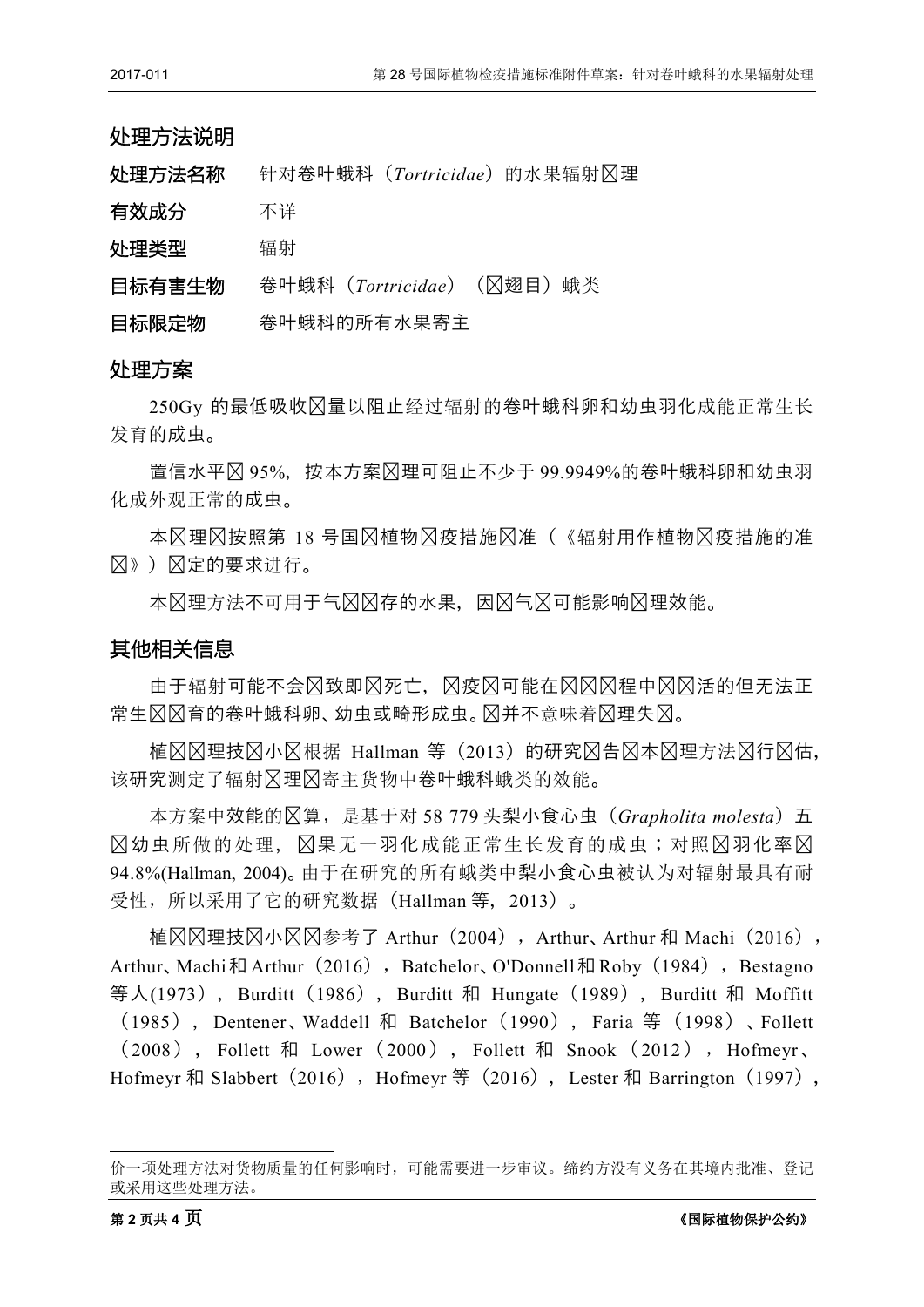## 处理方法说明

**处理方法名称** 针对卷叶蛾科（*Tortricidae*）的水果辐射⊠理

**有效成分** 不详

**处理类型** 辐射

**目标有害生物** 卷叶蛾科（*Tortricidae*）（⊠翅目）蛾类

**目标限定物** 卷叶蛾科的所有水果寄主

## 处理方案

250Gy 的最低吸收⊠量以阻止经过辐射的卷叶蛾科卵和幼虫羽化成能正常生长发育的成虫。

置信水平⊠ 95%，按本方案⊠理可阻止不少于 99.9949%的卷叶蛾科卵和幼虫羽化成外观正常的成虫。

本⊠理⊠按照第 18 号国⊠植物⊠疫措施⊠准（《辐射用作植物⊠疫措施的准⊠》）⊠定的要求进行。

本⊠理方法不可用于气⊠⊠存的水果，因⊠气⊠可能影响⊠理效能。

## 其他相关信息

由于辐射可能不会⊠致即⊠死亡，⊠疫⊠可能在⊠⊠⊠程中⊠⊠活的但无法正常生⊠⊠育的卷叶蛾科卵、幼虫或畸形成虫。⊠并不意味着⊠理失⊠。

植⊠⊠理技⊠小⊠根据 Hallman 等（2013）的研究⊠告⊠本⊠理方法⊠行⊠估，该研究测定了辐射⊠理⊠寄主货物中卷叶蛾科蛾类的效能。

本方案中效能的⊠算，是基于对 58 779 头梨小食心虫（*Grapholita molesta*）五⊠幼虫所做的处理，⊠果无一羽化成能正常生长发育的成虫；对照⊠羽化率⊠ 94.8%(Hallman, 2004)。由于在研究的所有蛾类中梨小食心虫被认为对辐射最具有耐受性，所以采用了它的研究数据（Hallman 等，2013）。

植⊠⊠理技⊠小⊠⊠参考了 Arthur（2004），Arthur、Arthur 和 Machi（2016），Arthur、Machi 和 Arthur（2016），Batchelor、O'Donnell 和 Roby（1984），Bestagno 等人(1973)，Burditt（1986），Burditt 和 Hungate（1989），Burditt 和 Moffitt（1985），Dentener、Waddell 和 Batchelor（1990），Faria 等（1998）、Follett（2008），Follett 和 Lower（2000），Follett 和 Snook（2012），Hofmeyr、Hofmeyr 和 Slabbert（2016），Hofmeyr 等（2016），Lester 和 Barrington（1997），

---

价一项处理方法对货物质量的任何影响时，可能需要进一步审议。缔约方没有义务在其境内批准、登记或采用这些处理方法。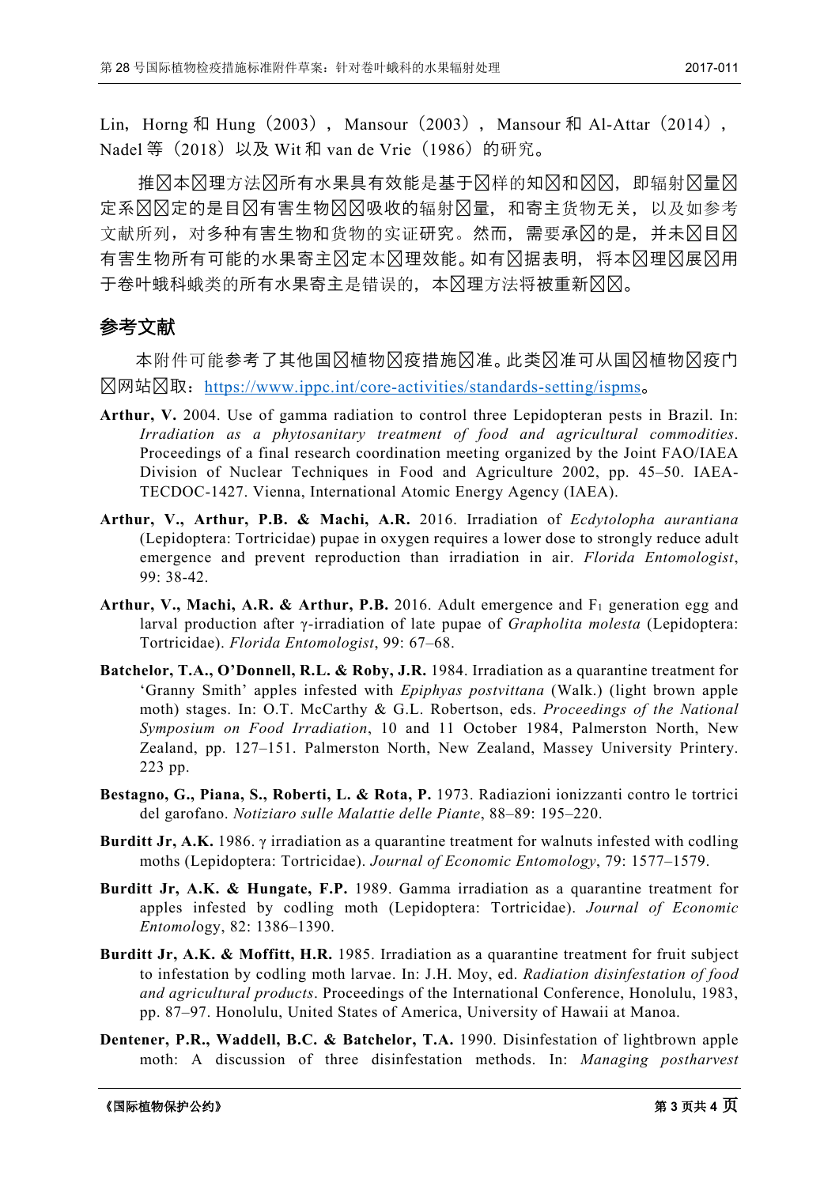Lin，Horng 和 Hung（2003），Mansour（2003），Mansour 和 Al-Attar（2014），Nadel 等（2018）以及 Wit 和 van de Vrie（1986）的研究。

推⊠本⊠理方法⊠所有水果具有效能是基于⊠样的知⊠和⊠⊠，即辐射⊠量⊠定系⊠⊠定的是目⊠有害生物⊠⊠吸收的辐射⊠量，和寄主货物无关，以及如参考文献所列，对多种有害生物和货物的实证研究。然而，需要承⊠的是，并未⊠目⊠有害生物所有可能的水果寄主⊠定本⊠理效能。如有⊠据表明，将本⊠理⊠展⊠用于卷叶蛾科蛾类的所有水果寄主是错误的，本⊠理方法将被重新⊠⊠。

## 参考文献

本附件可能参考了其他国⊠植物⊠疫措施⊠准。此类⊠准可从国⊠植物⊠疫门⊠网站⊠取：https://www.ippc.int/core-activities/standards-setting/ispms。

**Arthur, V.** 2004. Use of gamma radiation to control three Lepidopteran pests in Brazil. In: *Irradiation as a phytosanitary treatment of food and agricultural commodities*. Proceedings of a final research coordination meeting organized by the Joint FAO/IAEA Division of Nuclear Techniques in Food and Agriculture 2002, pp. 45–50. IAEA-TECDOC-1427. Vienna, International Atomic Energy Agency (IAEA).

**Arthur, V., Arthur, P.B. & Machi, A.R.** 2016. Irradiation of *Ecdytolopha aurantiana* (Lepidoptera: Tortricidae) pupae in oxygen requires a lower dose to strongly reduce adult emergence and prevent reproduction than irradiation in air. *Florida Entomologist*, 99: 38-42.

**Arthur, V., Machi, A.R. & Arthur, P.B.** 2016. Adult emergence and $F_1$ generation egg and larval production after γ-irradiation of late pupae of *Grapholita molesta* (Lepidoptera: Tortricidae). *Florida Entomologist*, 99: 67–68.

**Batchelor, T.A., O'Donnell, R.L. & Roby, J.R.** 1984. Irradiation as a quarantine treatment for 'Granny Smith' apples infested with *Epiphyas postvittana* (Walk.) (light brown apple moth) stages. In: O.T. McCarthy & G.L. Robertson, eds. *Proceedings of the National Symposium on Food Irradiation*, 10 and 11 October 1984, Palmerston North, New Zealand, pp. 127–151. Palmerston North, New Zealand, Massey University Printery. 223 pp.

**Bestagno, G., Piana, S., Roberti, L. & Rota, P.** 1973. Radiazioni ionizzanti contro le tortrici del garofano. *Notiziaro sulle Malattie delle Piante*, 88–89: 195–220.

**Burditt Jr, A.K.** 1986. γ irradiation as a quarantine treatment for walnuts infested with codling moths (Lepidoptera: Tortricidae). *Journal of Economic Entomology*, 79: 1577–1579.

**Burditt Jr, A.K. & Hungate, F.P.** 1989. Gamma irradiation as a quarantine treatment for apples infested by codling moth (Lepidoptera: Tortricidae). *Journal of Economic Entomology*, 82: 1386–1390.

**Burditt Jr, A.K. & Moffitt, H.R.** 1985. Irradiation as a quarantine treatment for fruit subject to infestation by codling moth larvae. In: J.H. Moy, ed. *Radiation disinfestation of food and agricultural products*. Proceedings of the International Conference, Honolulu, 1983, pp. 87–97. Honolulu, United States of America, University of Hawaii at Manoa.

**Dentener, P.R., Waddell, B.C. & Batchelor, T.A.** 1990. Disinfestation of lightbrown apple moth: A discussion of three disinfestation methods. In: *Managing postharvest*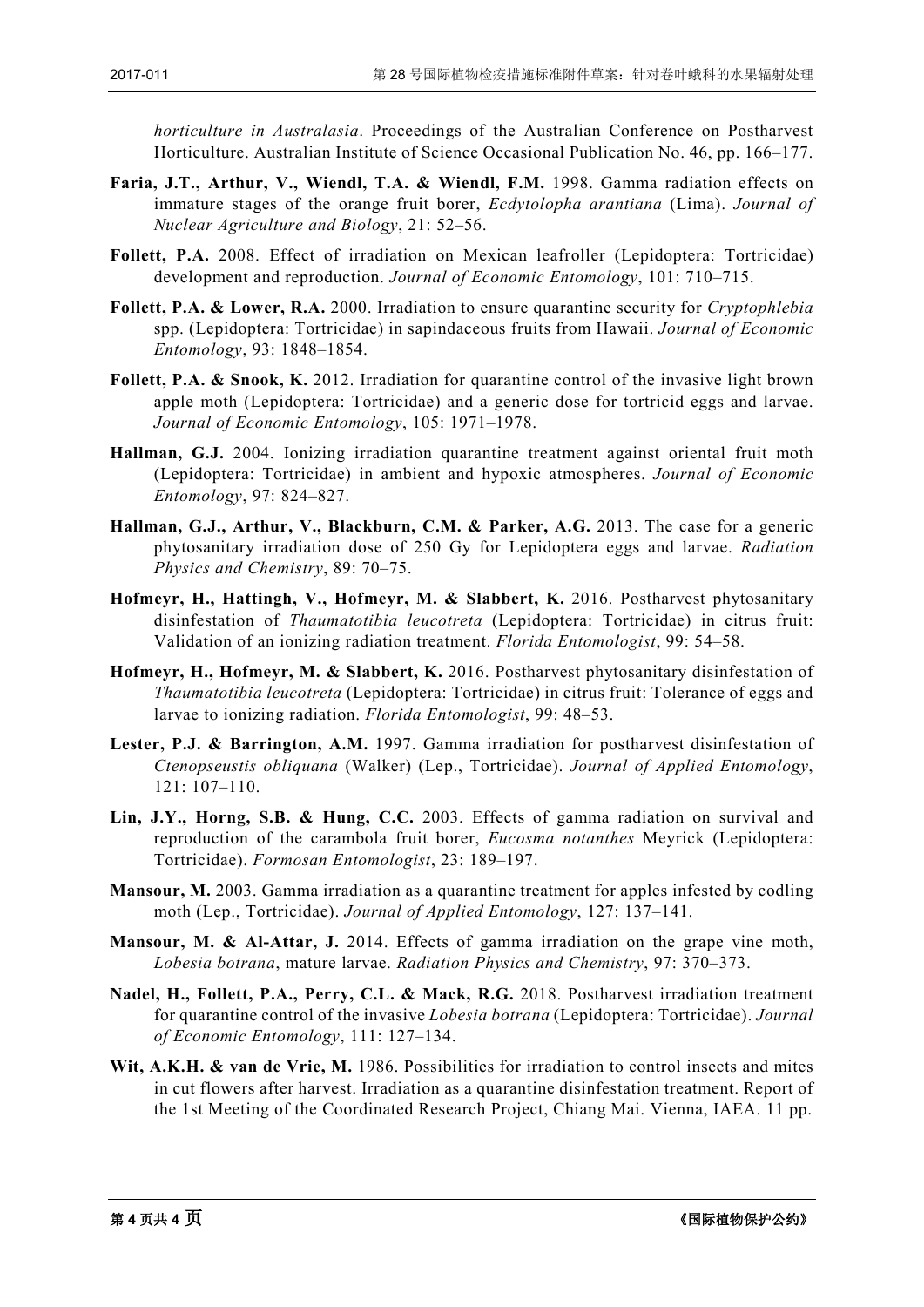*horticulture in Australasia*. Proceedings of the Australian Conference on Postharvest Horticulture. Australian Institute of Science Occasional Publication No. 46, pp. 166–177.

**Faria, J.T., Arthur, V., Wiendl, T.A. & Wiendl, F.M.** 1998. Gamma radiation effects on immature stages of the orange fruit borer, *Ecdytolopha arantiana* (Lima). *Journal of Nuclear Agriculture and Biology*, 21: 52–56.

**Follett, P.A.** 2008. Effect of irradiation on Mexican leafroller (Lepidoptera: Tortricidae) development and reproduction. *Journal of Economic Entomology*, 101: 710–715.

**Follett, P.A. & Lower, R.A.** 2000. Irradiation to ensure quarantine security for *Cryptophlebia* spp. (Lepidoptera: Tortricidae) in sapindaceous fruits from Hawaii. *Journal of Economic Entomology*, 93: 1848–1854.

**Follett, P.A. & Snook, K.** 2012. Irradiation for quarantine control of the invasive light brown apple moth (Lepidoptera: Tortricidae) and a generic dose for tortricid eggs and larvae. *Journal of Economic Entomology*, 105: 1971–1978.

**Hallman, G.J.** 2004. Ionizing irradiation quarantine treatment against oriental fruit moth (Lepidoptera: Tortricidae) in ambient and hypoxic atmospheres. *Journal of Economic Entomology*, 97: 824–827.

**Hallman, G.J., Arthur, V., Blackburn, C.M. & Parker, A.G.** 2013. The case for a generic phytosanitary irradiation dose of 250 Gy for Lepidoptera eggs and larvae. *Radiation Physics and Chemistry*, 89: 70–75.

**Hofmeyr, H., Hattingh, V., Hofmeyr, M. & Slabbert, K.** 2016. Postharvest phytosanitary disinfestation of *Thaumatotibia leucotreta* (Lepidoptera: Tortricidae) in citrus fruit: Validation of an ionizing radiation treatment. *Florida Entomologist*, 99: 54–58.

**Hofmeyr, H., Hofmeyr, M. & Slabbert, K.** 2016. Postharvest phytosanitary disinfestation of *Thaumatotibia leucotreta* (Lepidoptera: Tortricidae) in citrus fruit: Tolerance of eggs and larvae to ionizing radiation. *Florida Entomologist*, 99: 48–53.

**Lester, P.J. & Barrington, A.M.** 1997. Gamma irradiation for postharvest disinfestation of *Ctenopseustis obliquana* (Walker) (Lep., Tortricidae). *Journal of Applied Entomology*, 121: 107–110.

**Lin, J.Y., Horng, S.B. & Hung, C.C.** 2003. Effects of gamma radiation on survival and reproduction of the carambola fruit borer, *Eucosma notanthes* Meyrick (Lepidoptera: Tortricidae). *Formosan Entomologist*, 23: 189–197.

**Mansour, M.** 2003. Gamma irradiation as a quarantine treatment for apples infested by codling moth (Lep., Tortricidae). *Journal of Applied Entomology*, 127: 137–141.

**Mansour, M. & Al-Attar, J.** 2014. Effects of gamma irradiation on the grape vine moth, *Lobesia botrana*, mature larvae. *Radiation Physics and Chemistry*, 97: 370–373.

**Nadel, H., Follett, P.A., Perry, C.L. & Mack, R.G.** 2018. Postharvest irradiation treatment for quarantine control of the invasive *Lobesia botrana* (Lepidoptera: Tortricidae). *Journal of Economic Entomology*, 111: 127–134.

**Wit, A.K.H. & van de Vrie, M.** 1986. Possibilities for irradiation to control insects and mites in cut flowers after harvest. Irradiation as a quarantine disinfestation treatment. Report of the 1st Meeting of the Coordinated Research Project, Chiang Mai. Vienna, IAEA. 11 pp.